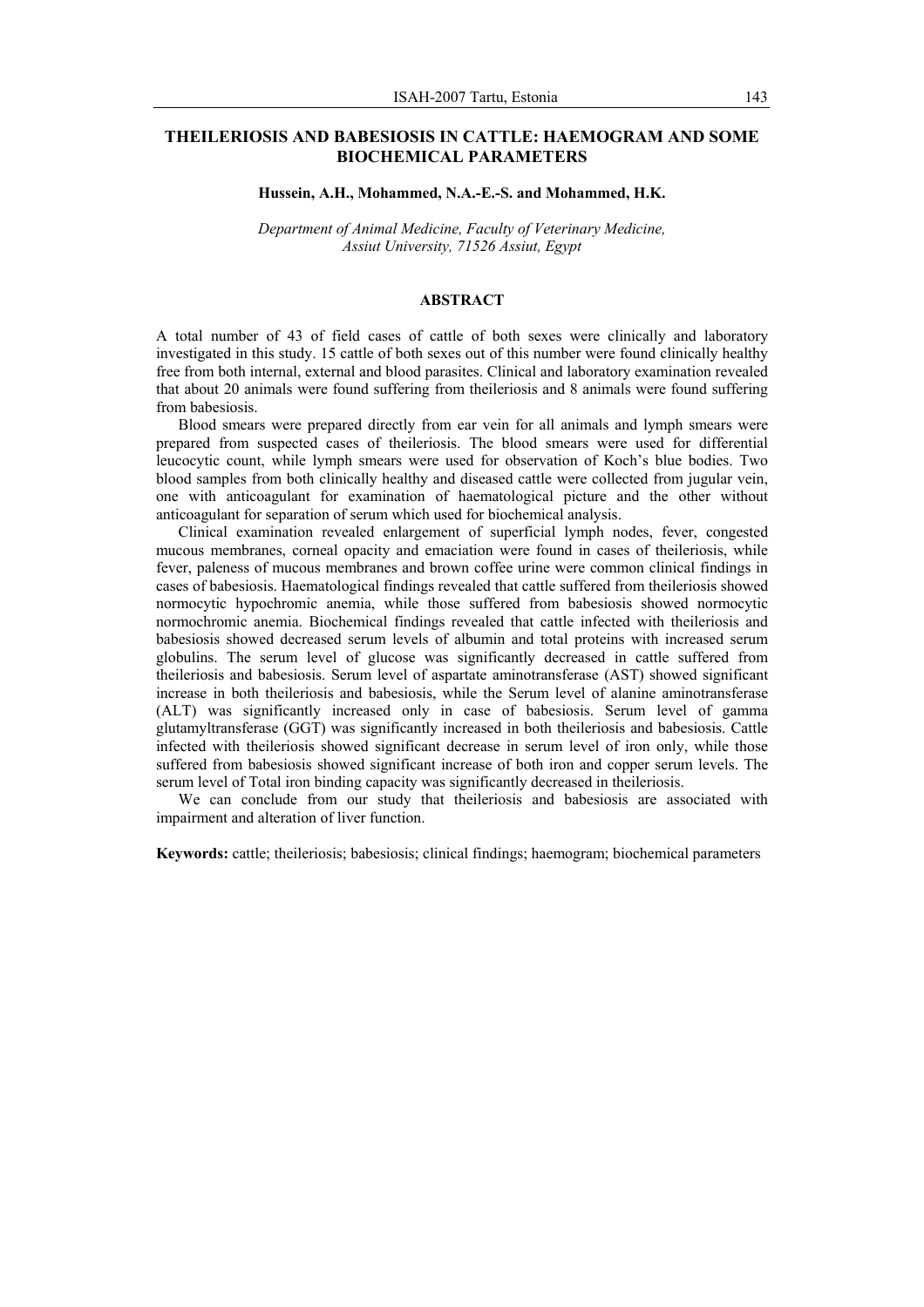# THEILERIOSIS AND BABESIOSIS IN CATTLE: HAEMOGRAM AND SOME BIOCHEMICAL PARAMETERS

**Hussein, A.H., Mohammed, N.A.-E.-S. and Mohammed, H.K.**

*Department of Animal Medicine, Faculty of Veterinary Medicine, Assiut University, 71526 Assiut, Egypt*

## ABSTRACT

A total number of 43 of field cases of cattle of both sexes were clinically and laboratory investigated in this study. 15 cattle of both sexes out of this number were found clinically healthy free from both internal, external and blood parasites. Clinical and laboratory examination revealed that about 20 animals were found suffering from theileriosis and 8 animals were found suffering from babesiosis.

Blood smears were prepared directly from ear vein for all animals and lymph smears were prepared from suspected cases of theileriosis. The blood smears were used for differential leucocytic count, while lymph smears were used for observation of Koch's blue bodies. Two blood samples from both clinically healthy and diseased cattle were collected from jugular vein, one with anticoagulant for examination of haematological picture and the other without anticoagulant for separation of serum which used for biochemical analysis.

Clinical examination revealed enlargement of superficial lymph nodes, fever, congested mucous membranes, corneal opacity and emaciation were found in cases of theileriosis, while fever, paleness of mucous membranes and brown coffee urine were common clinical findings in cases of babesiosis. Haematological findings revealed that cattle suffered from theileriosis showed normocytic hypochromic anemia, while those suffered from babesiosis showed normocytic normochromic anemia. Biochemical findings revealed that cattle infected with theileriosis and babesiosis showed decreased serum levels of albumin and total proteins with increased serum globulins. The serum level of glucose was significantly decreased in cattle suffered from theileriosis and babesiosis. Serum level of aspartate aminotransferase (AST) showed significant increase in both theileriosis and babesiosis, while the Serum level of alanine aminotransferase (ALT) was significantly increased only in case of babesiosis. Serum level of gamma glutamyltransferase (GGT) was significantly increased in both theileriosis and babesiosis. Cattle infected with theileriosis showed significant decrease in serum level of iron only, while those suffered from babesiosis showed significant increase of both iron and copper serum levels. The serum level of Total iron binding capacity was significantly decreased in theileriosis.

We can conclude from our study that theileriosis and babesiosis are associated with impairment and alteration of liver function.

**Keywords:** cattle; theileriosis; babesiosis; clinical findings; haemogram; biochemical parameters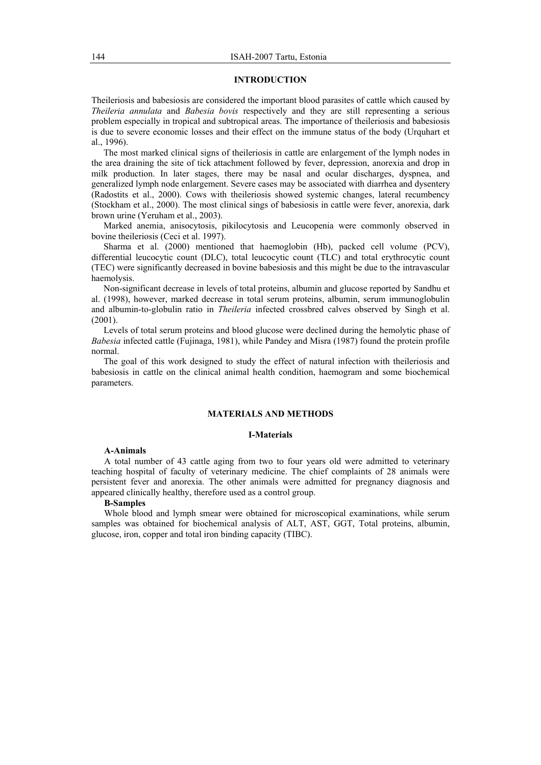## INTRODUCTION

Theileriosis and babesiosis are considered the important blood parasites of cattle which caused by *Theileria annulata* and *Babesia bovis* respectively and they are still representing a serious problem especially in tropical and subtropical areas. The importance of theileriosis and babesiosis is due to severe economic losses and their effect on the immune status of the body (Urquhart et al., 1996).

The most marked clinical signs of theileriosis in cattle are enlargement of the lymph nodes in the area draining the site of tick attachment followed by fever, depression, anorexia and drop in milk production. In later stages, there may be nasal and ocular discharges, dyspnea, and generalized lymph node enlargement. Severe cases may be associated with diarrhea and dysentery (Radostits et al., 2000). Cows with theileriosis showed systemic changes, lateral recumbency (Stockham et al., 2000). The most clinical sings of babesiosis in cattle were fever, anorexia, dark brown urine (Yeruham et al., 2003).

Marked anemia, anisocytosis, pikilocytosis and Leucopenia were commonly observed in bovine theileriosis (Ceci et al. 1997).

Sharma et al. (2000) mentioned that haemoglobin (Hb), packed cell volume (PCV), differential leucocytic count (DLC), total leucocytic count (TLC) and total erythrocytic count (TEC) were significantly decreased in bovine babesiosis and this might be due to the intravascular haemolysis.

Non-significant decrease in levels of total proteins, albumin and glucose reported by Sandhu et al. (1998), however, marked decrease in total serum proteins, albumin, serum immunoglobulin and albumin-to-globulin ratio in *Theileria* infected crossbred calves observed by Singh et al. (2001).

Levels of total serum proteins and blood glucose were declined during the hemolytic phase of *Babesia* infected cattle (Fujinaga, 1981), while Pandey and Misra (1987) found the protein profile normal.

The goal of this work designed to study the effect of natural infection with theileriosis and babesiosis in cattle on the clinical animal health condition, haemogram and some biochemical parameters.

## MATERIALS AND METHODS

### I-Materials

**A-Animals**

A total number of 43 cattle aging from two to four years old were admitted to veterinary teaching hospital of faculty of veterinary medicine. The chief complaints of 28 animals were persistent fever and anorexia. The other animals were admitted for pregnancy diagnosis and appeared clinically healthy, therefore used as a control group.

**B-Samples**

Whole blood and lymph smear were obtained for microscopical examinations, while serum samples was obtained for biochemical analysis of ALT, AST, GGT, Total proteins, albumin, glucose, iron, copper and total iron binding capacity (TIBC).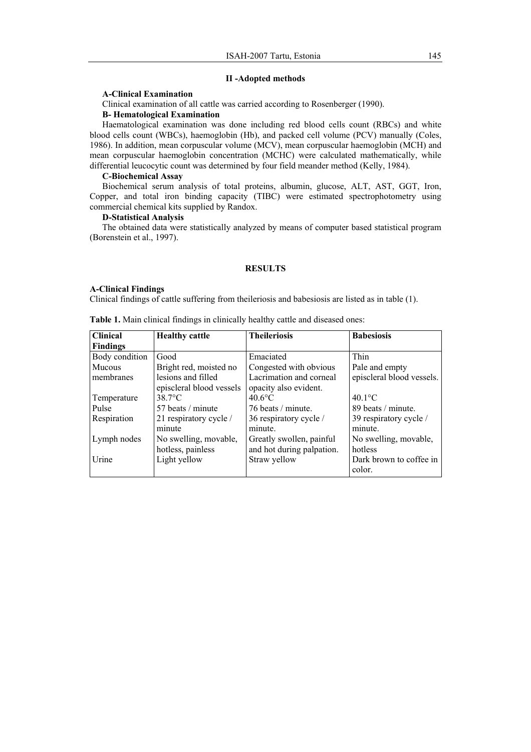## II -Adopted methods

### A-Clinical Examination

Clinical examination of all cattle was carried according to Rosenberger (1990).

### B- Hematological Examination

Haematological examination was done including red blood cells count (RBCs) and white blood cells count (WBCs), haemoglobin (Hb), and packed cell volume (PCV) manually (Coles, 1986). In addition, mean corpuscular volume (MCV), mean corpuscular haemoglobin (MCH) and mean corpuscular haemoglobin concentration (MCHC) were calculated mathematically, while differential leucocytic count was determined by four field meander method (Kelly, 1984).

### C-Biochemical Assay

Biochemical serum analysis of total proteins, albumin, glucose, ALT, AST, GGT, Iron, Copper, and total iron binding capacity (TIBC) were estimated spectrophotometry using commercial chemical kits supplied by Randox.

### D-Statistical Analysis

The obtained data were statistically analyzed by means of computer based statistical program (Borenstein et al., 1997).

## RESULTS

### A-Clinical Findings

Clinical findings of cattle suffering from theileriosis and babesiosis are listed as in table (1).

**Table 1.** Main clinical findings in clinically healthy cattle and diseased ones:

| Clinical Findings | Healthy cattle | Theileriosis | Babesiosis |
|---|---|---|---|
| Body condition | Good | Emaciated | Thin |
| Mucous membranes | Bright red, moisted no lesions and filled episcleral blood vessels | Congested with obvious Lacrimation and corneal opacity also evident. | Pale and empty episcleral blood vessels. |
| Temperature | 38.7°C | 40.6°C | 40.1°C |
| Pulse | 57 beats / minute | 76 beats / minute. | 89 beats / minute. |
| Respiration | 21 respiratory cycle / minute | 36 respiratory cycle / minute. | 39 respiratory cycle / minute. |
| Lymph nodes | No swelling, movable, hotless, painless | Greatly swollen, painful and hot during palpation. | No swelling, movable, hotless |
| Urine | Light yellow | Straw yellow | Dark brown to coffee in color. |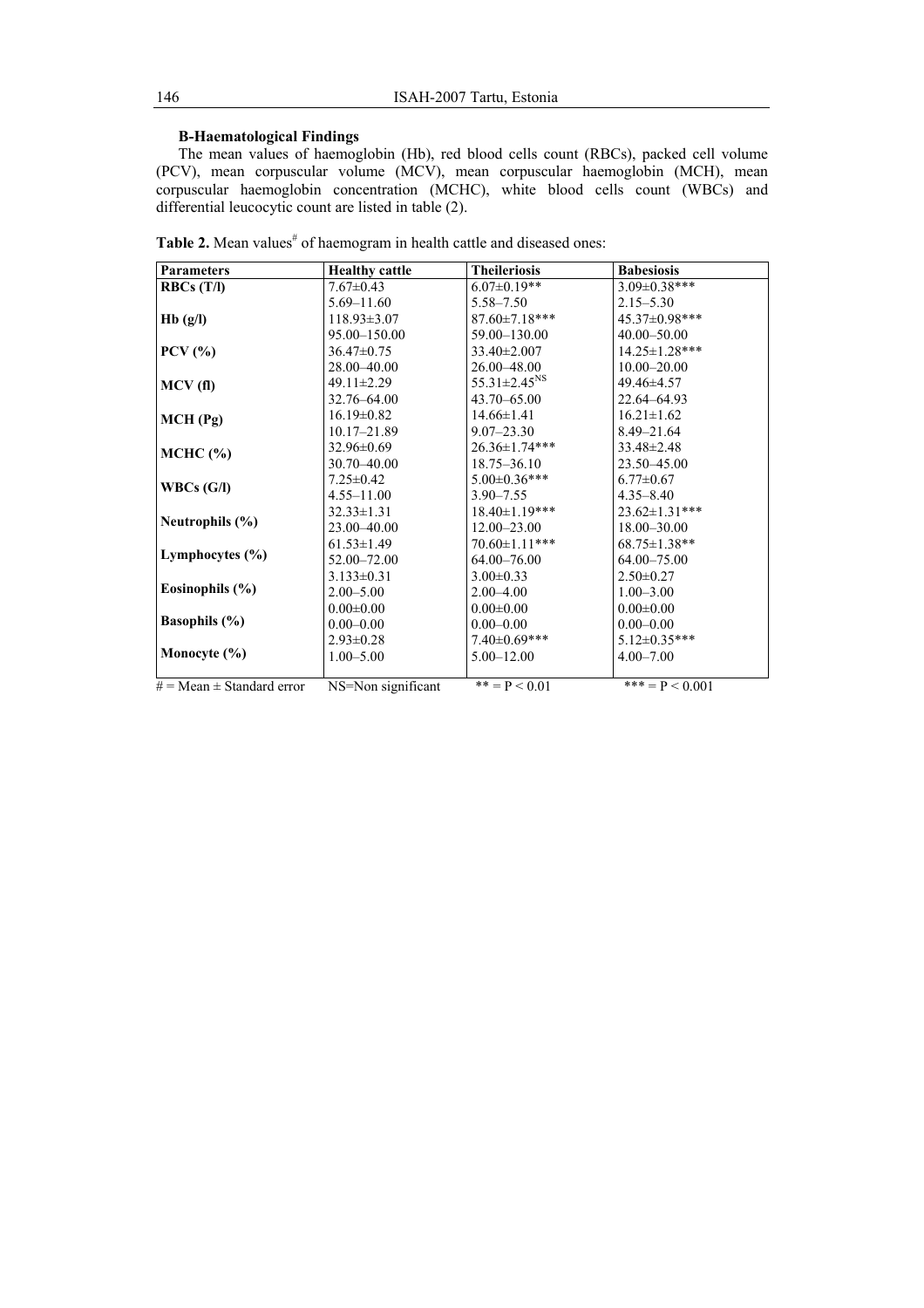### B-Haematological Findings

The mean values of haemoglobin (Hb), red blood cells count (RBCs), packed cell volume (PCV), mean corpuscular volume (MCV), mean corpuscular haemoglobin (MCH), mean corpuscular haemoglobin concentration (MCHC), white blood cells count (WBCs) and differential leucocytic count are listed in table (2).

**Table 2.** Mean values# of haemogram in health cattle and diseased ones:

| Parameters | Healthy cattle | Theileriosis | Babesiosis |
|---|---|---|---|
| **RBCs (T/l)** | 7.67±0.43 | 6.07±0.19** | 3.09±0.38*** |
| | 5.69–11.60 | 5.58–7.50 | 2.15–5.30 |
| **Hb (g/l)** | 118.93±3.07 | 87.60±7.18*** | 45.37±0.98*** |
| | 95.00–150.00 | 59.00–130.00 | 40.00–50.00 |
| **PCV (%)** | 36.47±0.75 | 33.40±2.007 | 14.25±1.28*** |
| | 28.00–40.00 | 26.00–48.00 | 10.00–20.00 |
| **MCV (fl)** | 49.11±2.29 | 55.31±2.45$^{NS}$ | 49.46±4.57 |
| | 32.76–64.00 | 43.70–65.00 | 22.64–64.93 |
| **MCH (Pg)** | 16.19±0.82 | 14.66±1.41 | 16.21±1.62 |
| | 10.17–21.89 | 9.07–23.30 | 8.49–21.64 |
| **MCHC (%)** | 32.96±0.69 | 26.36±1.74*** | 33.48±2.48 |
| | 30.70–40.00 | 18.75–36.10 | 23.50–45.00 |
| **WBCs (G/l)** | 7.25±0.42 | 5.00±0.36*** | 6.77±0.67 |
| | 4.55–11.00 | 3.90–7.55 | 4.35–8.40 |
| **Neutrophils (%)** | 32.33±1.31 | 18.40±1.19*** | 23.62±1.31*** |
| | 23.00–40.00 | 12.00–23.00 | 18.00–30.00 |
| **Lymphocytes (%)** | 61.53±1.49 | 70.60±1.11*** | 68.75±1.38** |
| | 52.00–72.00 | 64.00–76.00 | 64.00–75.00 |
| **Eosinophils (%)** | 3.133±0.31 | 3.00±0.33 | 2.50±0.27 |
| | 2.00–5.00 | 2.00–4.00 | 1.00–3.00 |
| **Basophils (%)** | 0.00±0.00 | 0.00±0.00 | 0.00±0.00 |
| | 0.00–0.00 | 0.00–0.00 | 0.00–0.00 |
| **Monocyte (%)** | 2.93±0.28 | 7.40±0.69*** | 5.12±0.35*** |
| | 1.00–5.00 | 5.00–12.00 | 4.00–7.00 |

# = Mean ± Standard error NS=Non significant ** = $P < 0.01$ *** = $P < 0.001$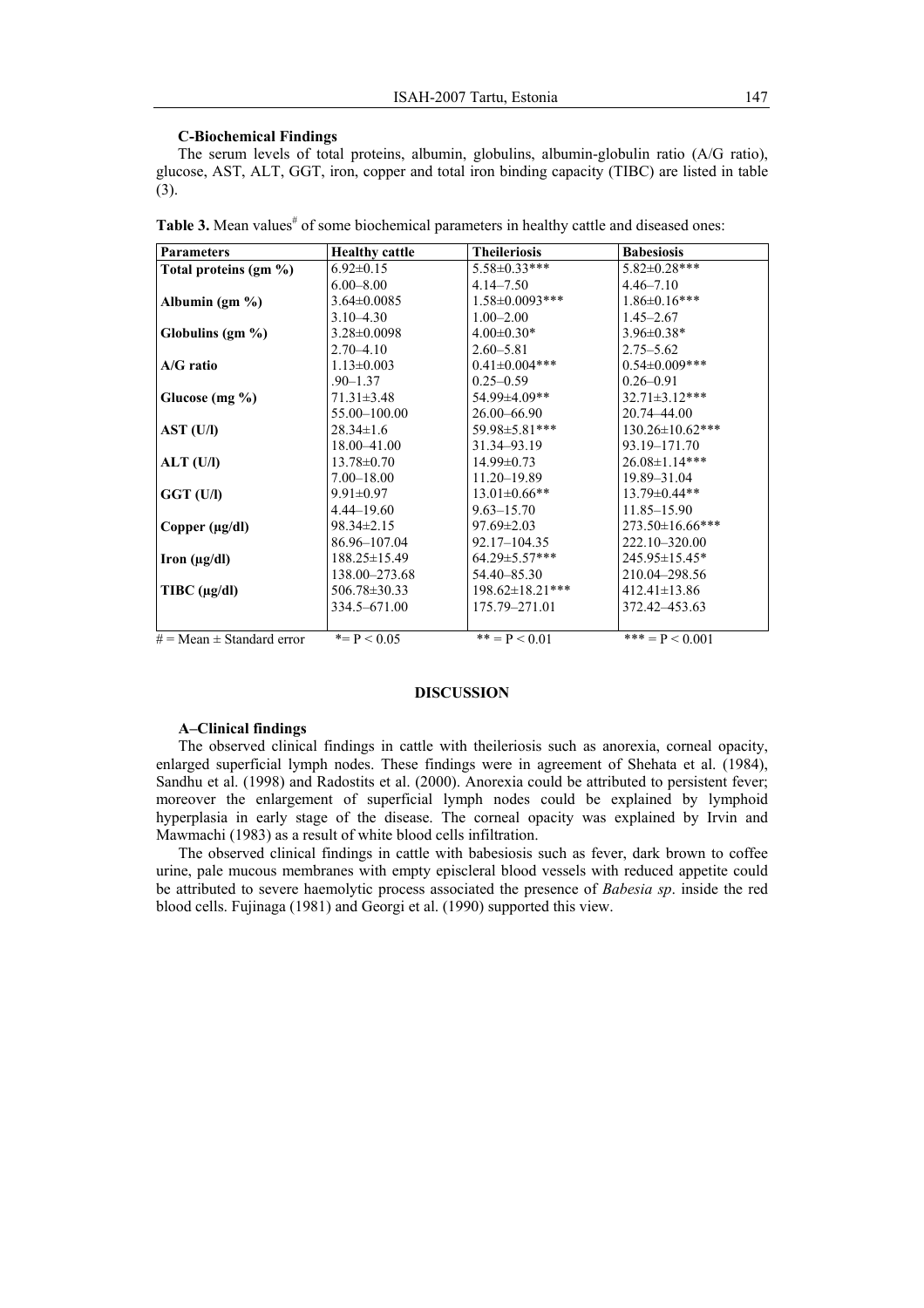### C-Biochemical Findings

The serum levels of total proteins, albumin, globulins, albumin-globulin ratio (A/G ratio), glucose, AST, ALT, GGT, iron, copper and total iron binding capacity (TIBC) are listed in table (3).

**Table 3.** Mean values# of some biochemical parameters in healthy cattle and diseased ones:

| Parameters | Healthy cattle | Theileriosis | Babesiosis |
|---|---|---|---|
| **Total proteins (gm %)** | 6.92±0.15<br>6.00–8.00 | 5.58±0.33***<br>4.14–7.50 | 5.82±0.28***<br>4.46–7.10 |
| **Albumin (gm %)** | 3.64±0.0085<br>3.10–4.30 | 1.58±0.0093***<br>1.00–2.00 | 1.86±0.16***<br>1.45–2.67 |
| **Globulins (gm %)** | 3.28±0.0098<br>2.70–4.10 | 4.00±0.30*<br>2.60–5.81 | 3.96±0.38*<br>2.75–5.62 |
| **A/G ratio** | 1.13±0.003<br>.90–1.37 | 0.41±0.004***<br>0.25–0.59 | 0.54±0.009***<br>0.26–0.91 |
| **Glucose (mg %)** | 71.31±3.48<br>55.00–100.00 | 54.99±4.09**<br>26.00–66.90 | 32.71±3.12***<br>20.74–44.00 |
| **AST (U/l)** | 28.34±1.6<br>18.00–41.00 | 59.98±5.81***<br>31.34–93.19 | 130.26±10.62***<br>93.19–171.70 |
| **ALT (U/l)** | 13.78±0.70<br>7.00–18.00 | 14.99±0.73<br>11.20–19.89 | 26.08±1.14***<br>19.89–31.04 |
| **GGT (U/l)** | 9.91±0.97<br>4.44–19.60 | 13.01±0.66**<br>9.63–15.70 | 13.79±0.44**<br>11.85–15.90 |
| **Copper (μg/dl)** | 98.34±2.15<br>86.96–107.04 | 97.69±2.03<br>92.17–104.35 | 273.50±16.66***<br>222.10–320.00 |
| **Iron (μg/dl)** | 188.25±15.49<br>138.00–273.68 | 64.29±5.57***<br>54.40–85.30 | 245.95±15.45*<br>210.04–298.56 |
| **TIBC (μg/dl)** | 506.78±30.33<br>334.5–671.00 | 198.62±18.21***<br>175.79–271.01 | 412.41±13.86<br>372.42–453.63 |

# = Mean ± Standard error   * = $P < 0.05$   ** = $P < 0.01$   *** = $P < 0.001$

## DISCUSSION

### A–Clinical findings

The observed clinical findings in cattle with theileriosis such as anorexia, corneal opacity, enlarged superficial lymph nodes. These findings were in agreement of Shehata et al. (1984), Sandhu et al. (1998) and Radostits et al. (2000). Anorexia could be attributed to persistent fever; moreover the enlargement of superficial lymph nodes could be explained by lymphoid hyperplasia in early stage of the disease. The corneal opacity was explained by Irvin and Mawmachi (1983) as a result of white blood cells infiltration.

The observed clinical findings in cattle with babesiosis such as fever, dark brown to coffee urine, pale mucous membranes with empty episcleral blood vessels with reduced appetite could be attributed to severe haemolytic process associated the presence of *Babesia sp*. inside the red blood cells. Fujinaga (1981) and Georgi et al. (1990) supported this view.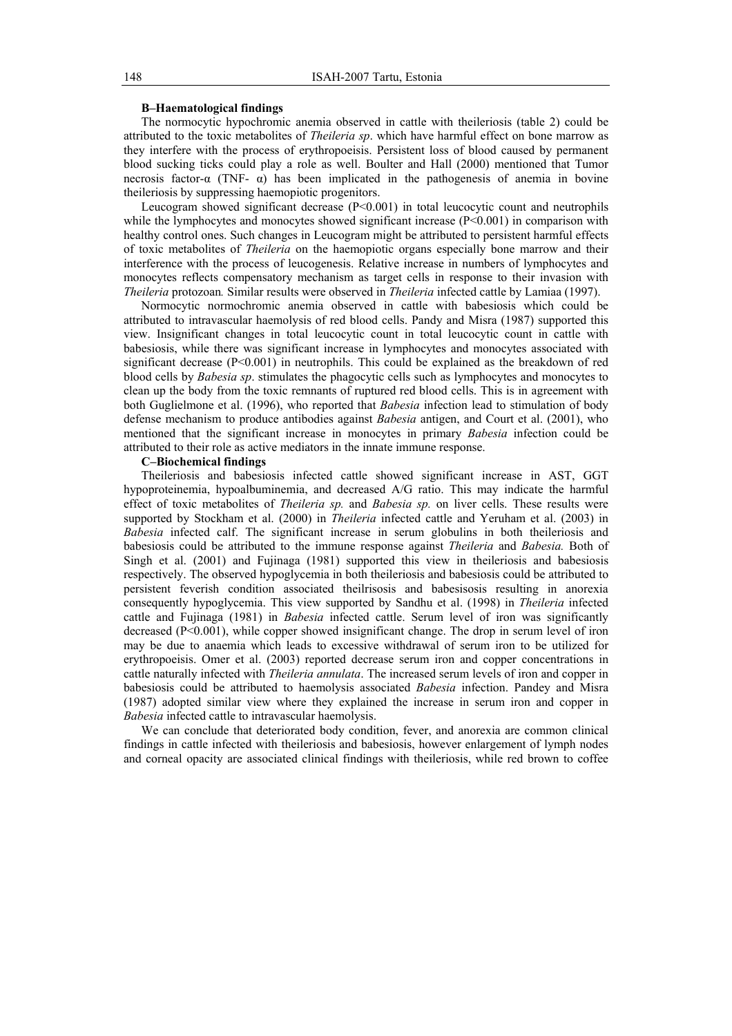**B–Haematological findings**

The normocytic hypochromic anemia observed in cattle with theileriosis (table 2) could be attributed to the toxic metabolites of *Theileria sp*. which have harmful effect on bone marrow as they interfere with the process of erythropoeisis. Persistent loss of blood caused by permanent blood sucking ticks could play a role as well. Boulter and Hall (2000) mentioned that Tumor necrosis factor-α (TNF- α) has been implicated in the pathogenesis of anemia in bovine theileriosis by suppressing haemopiotic progenitors.

Leucogram showed significant decrease ($P<0.001$) in total leucocytic count and neutrophils while the lymphocytes and monocytes showed significant increase ($P<0.001$) in comparison with healthy control ones. Such changes in Leucogram might be attributed to persistent harmful effects of toxic metabolites of *Theileria* on the haemopiotic organs especially bone marrow and their interference with the process of leucogenesis. Relative increase in numbers of lymphocytes and monocytes reflects compensatory mechanism as target cells in response to their invasion with *Theileria* protozoan*.* Similar results were observed in *Theileria* infected cattle by Lamiaa (1997).

Normocytic normochromic anemia observed in cattle with babesiosis which could be attributed to intravascular haemolysis of red blood cells. Pandy and Misra (1987) supported this view. Insignificant changes in total leucocytic count in total leucocytic count in cattle with babesiosis, while there was significant increase in lymphocytes and monocytes associated with significant decrease ($P<0.001$) in neutrophils. This could be explained as the breakdown of red blood cells by *Babesia sp*. stimulates the phagocytic cells such as lymphocytes and monocytes to clean up the body from the toxic remnants of ruptured red blood cells. This is in agreement with both Guglielmone et al. (1996), who reported that *Babesia* infection lead to stimulation of body defense mechanism to produce antibodies against *Babesia* antigen, and Court et al. (2001), who mentioned that the significant increase in monocytes in primary *Babesia* infection could be attributed to their role as active mediators in the innate immune response.

**C–Biochemical findings**

Theileriosis and babesiosis infected cattle showed significant increase in AST, GGT hypoproteinemia, hypoalbuminemia, and decreased A/G ratio. This may indicate the harmful effect of toxic metabolites of *Theileria sp.* and *Babesia sp.* on liver cells. These results were supported by Stockham et al. (2000) in *Theileria* infected cattle and Yeruham et al. (2003) in *Babesia* infected calf. The significant increase in serum globulins in both theileriosis and babesiosis could be attributed to the immune response against *Theileria* and *Babesia.* Both of Singh et al. (2001) and Fujinaga (1981) supported this view in theileriosis and babesiosis respectively. The observed hypoglycemia in both theileriosis and babesiosis could be attributed to persistent feverish condition associated theilrisosis and babesisosis resulting in anorexia consequently hypoglycemia. This view supported by Sandhu et al. (1998) in *Theileria* infected cattle and Fujinaga (1981) in *Babesia* infected cattle. Serum level of iron was significantly decreased ($P<0.001$), while copper showed insignificant change. The drop in serum level of iron may be due to anaemia which leads to excessive withdrawal of serum iron to be utilized for erythropoeisis. Omer et al. (2003) reported decrease serum iron and copper concentrations in cattle naturally infected with *Theileria annulata*. The increased serum levels of iron and copper in babesiosis could be attributed to haemolysis associated *Babesia* infection. Pandey and Misra (1987) adopted similar view where they explained the increase in serum iron and copper in *Babesia* infected cattle to intravascular haemolysis.

We can conclude that deteriorated body condition, fever, and anorexia are common clinical findings in cattle infected with theileriosis and babesiosis, however enlargement of lymph nodes and corneal opacity are associated clinical findings with theileriosis, while red brown to coffee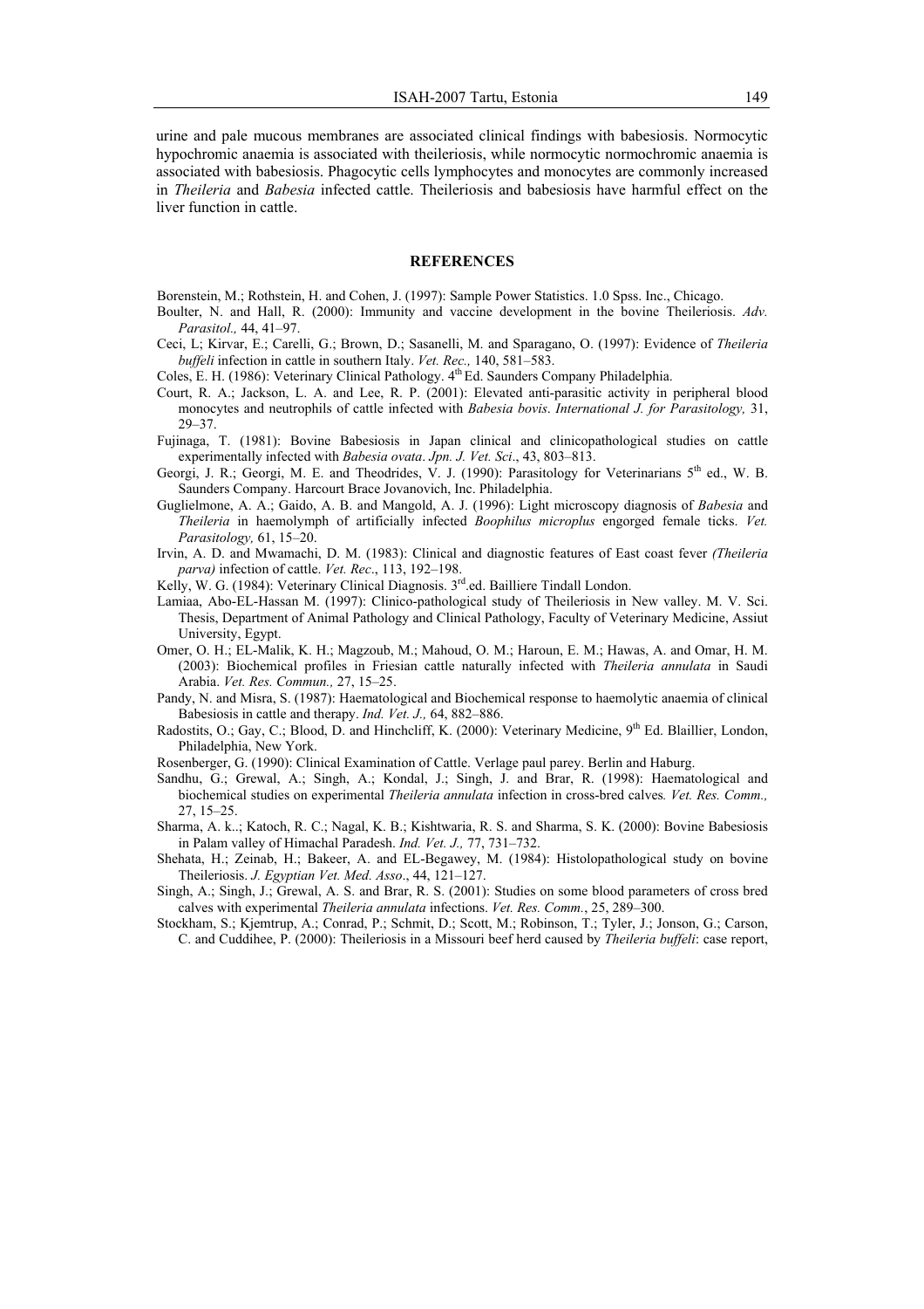urine and pale mucous membranes are associated clinical findings with babesiosis. Normocytic hypochromic anaemia is associated with theileriosis, while normocytic normochromic anaemia is associated with babesiosis. Phagocytic cells lymphocytes and monocytes are commonly increased in *Theileria* and *Babesia* infected cattle. Theileriosis and babesiosis have harmful effect on the liver function in cattle.

## REFERENCES

Borenstein, M.; Rothstein, H. and Cohen, J. (1997): Sample Power Statistics. 1.0 Spss. Inc., Chicago.

Boulter, N. and Hall, R. (2000): Immunity and vaccine development in the bovine Theileriosis. *Adv. Parasitol.,* 44, 41–97.

Ceci, L; Kirvar, E.; Carelli, G.; Brown, D.; Sasanelli, M. and Sparagano, O. (1997): Evidence of *Theileria buffeli* infection in cattle in southern Italy. *Vet. Rec.,* 140, 581–583.

Coles, E. H. (1986): Veterinary Clinical Pathology. 4th Ed. Saunders Company Philadelphia.

Court, R. A.; Jackson, L. A. and Lee, R. P. (2001): Elevated anti-parasitic activity in peripheral blood monocytes and neutrophils of cattle infected with *Babesia bovis*. *International J. for Parasitology,* 31, 29–37.

Fujinaga, T. (1981): Bovine Babesiosis in Japan clinical and clinicopathological studies on cattle experimentally infected with *Babesia ovata*. *Jpn. J. Vet. Sci*., 43, 803–813.

Georgi, J. R.; Georgi, M. E. and Theodrides, V. J. (1990): Parasitology for Veterinarians 5th ed., W. B. Saunders Company. Harcourt Brace Jovanovich, Inc. Philadelphia.

Guglielmone, A. A.; Gaido, A. B. and Mangold, A. J. (1996): Light microscopy diagnosis of *Babesia* and *Theileria* in haemolymph of artificially infected *Boophilus microplus* engorged female ticks. *Vet. Parasitology,* 61, 15–20.

Irvin, A. D. and Mwamachi, D. M. (1983): Clinical and diagnostic features of East coast fever *(Theileria parva)* infection of cattle. *Vet. Rec*., 113, 192–198.

Kelly, W. G. (1984): Veterinary Clinical Diagnosis. 3rd.ed. Bailliere Tindall London.

Lamiaa, Abo-EL-Hassan M. (1997): Clinico-pathological study of Theileriosis in New valley. M. V. Sci. Thesis, Department of Animal Pathology and Clinical Pathology, Faculty of Veterinary Medicine, Assiut University, Egypt.

Omer, O. H.; EL-Malik, K. H.; Magzoub, M.; Mahoud, O. M.; Haroun, E. M.; Hawas, A. and Omar, H. M. (2003): Biochemical profiles in Friesian cattle naturally infected with *Theileria annulata* in Saudi Arabia. *Vet. Res. Commun.,* 27, 15–25.

Pandy, N. and Misra, S. (1987): Haematological and Biochemical response to haemolytic anaemia of clinical Babesiosis in cattle and therapy. *Ind. Vet. J.,* 64, 882–886.

Radostits, O.; Gay, C.; Blood, D. and Hinchcliff, K. (2000): Veterinary Medicine, 9th Ed. Blaillier, London, Philadelphia, New York.

Rosenberger, G. (1990): Clinical Examination of Cattle. Verlage paul parey. Berlin and Haburg.

Sandhu, G.; Grewal, A.; Singh, A.; Kondal, J.; Singh, J. and Brar, R. (1998): Haematological and biochemical studies on experimental *Theileria annulata* infection in cross-bred calves*. Vet. Res. Comm.,* 27, 15–25.

Sharma, A. k..; Katoch, R. C.; Nagal, K. B.; Kishtwaria, R. S. and Sharma, S. K. (2000): Bovine Babesiosis in Palam valley of Himachal Paradesh. *Ind. Vet. J.,* 77, 731–732.

Shehata, H.; Zeinab, H.; Bakeer, A. and EL-Begawey, M. (1984): Histolopathological study on bovine Theileriosis. *J. Egyptian Vet. Med. Asso*., 44, 121–127.

Singh, A.; Singh, J.; Grewal, A. S. and Brar, R. S. (2001): Studies on some blood parameters of cross bred calves with experimental *Theileria annulata* infections. *Vet. Res. Comm.*, 25, 289–300.

Stockham, S.; Kjemtrup, A.; Conrad, P.; Schmit, D.; Scott, M.; Robinson, T.; Tyler, J.; Jonson, G.; Carson, C. and Cuddihee, P. (2000): Theileriosis in a Missouri beef herd caused by *Theileria buffeli*: case report,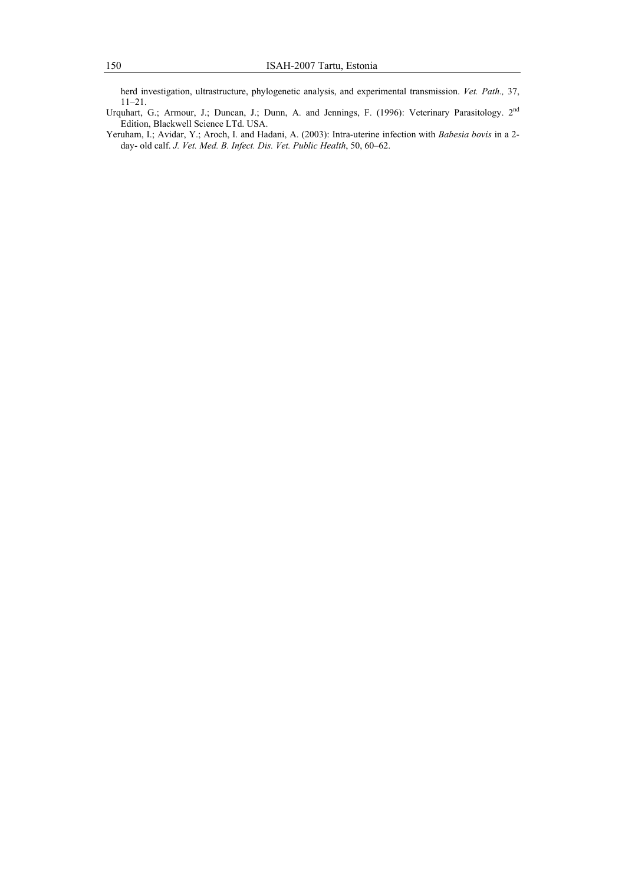herd investigation, ultrastructure, phylogenetic analysis, and experimental transmission. *Vet. Path.,* 37, 11–21.

Urquhart, G.; Armour, J.; Duncan, J.; Dunn, A. and Jennings, F. (1996): Veterinary Parasitology. 2nd Edition, Blackwell Science LTd. USA.

Yeruham, I.; Avidar, Y.; Aroch, I. and Hadani, A. (2003): Intra-uterine infection with *Babesia bovis* in a 2-day- old calf. *J. Vet. Med. B. Infect. Dis. Vet. Public Health*, 50, 60–62.